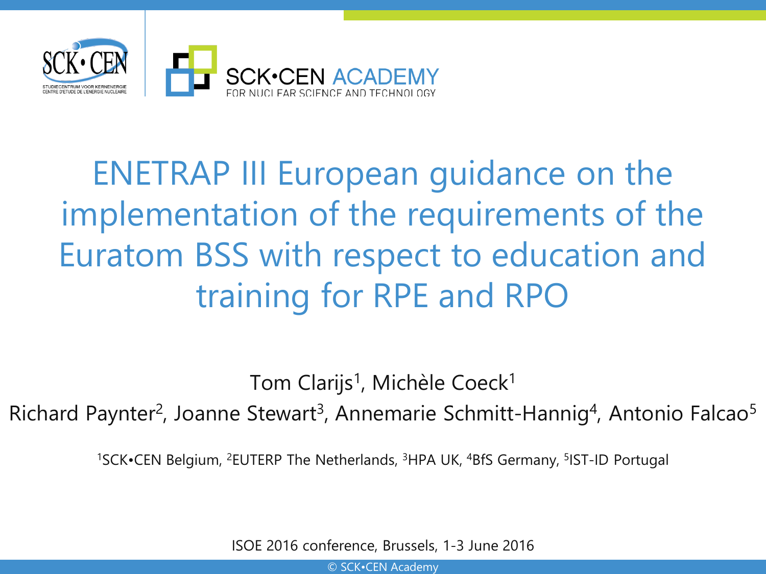SCK•CEN

STUDIECENTRUM VOOR KERNENERGIE
CENTRE D'ETUDE DE L'ENERGIE NUCLEAIRE

SCK•CEN ACADEMY
FOR NUCLEAR SCIENCE AND TECHNOLOGY

# ENETRAP III European guidance on the implementation of the requirements of the Euratom BSS with respect to education and training for RPE and RPO

Tom Clarijs[1], Michèle Coeck[1]

Richard Paynter[2], Joanne Stewart[3], Annemarie Schmitt-Hannig[4], Antonio Falcao[5]

[1]SCK•CEN Belgium, [2]EUTERP The Netherlands, [3]HPA UK, [4]BfS Germany, [5]IST-ID Portugal

ISOE 2016 conference, Brussels, 1-3 June 2016

© SCK•CEN Academy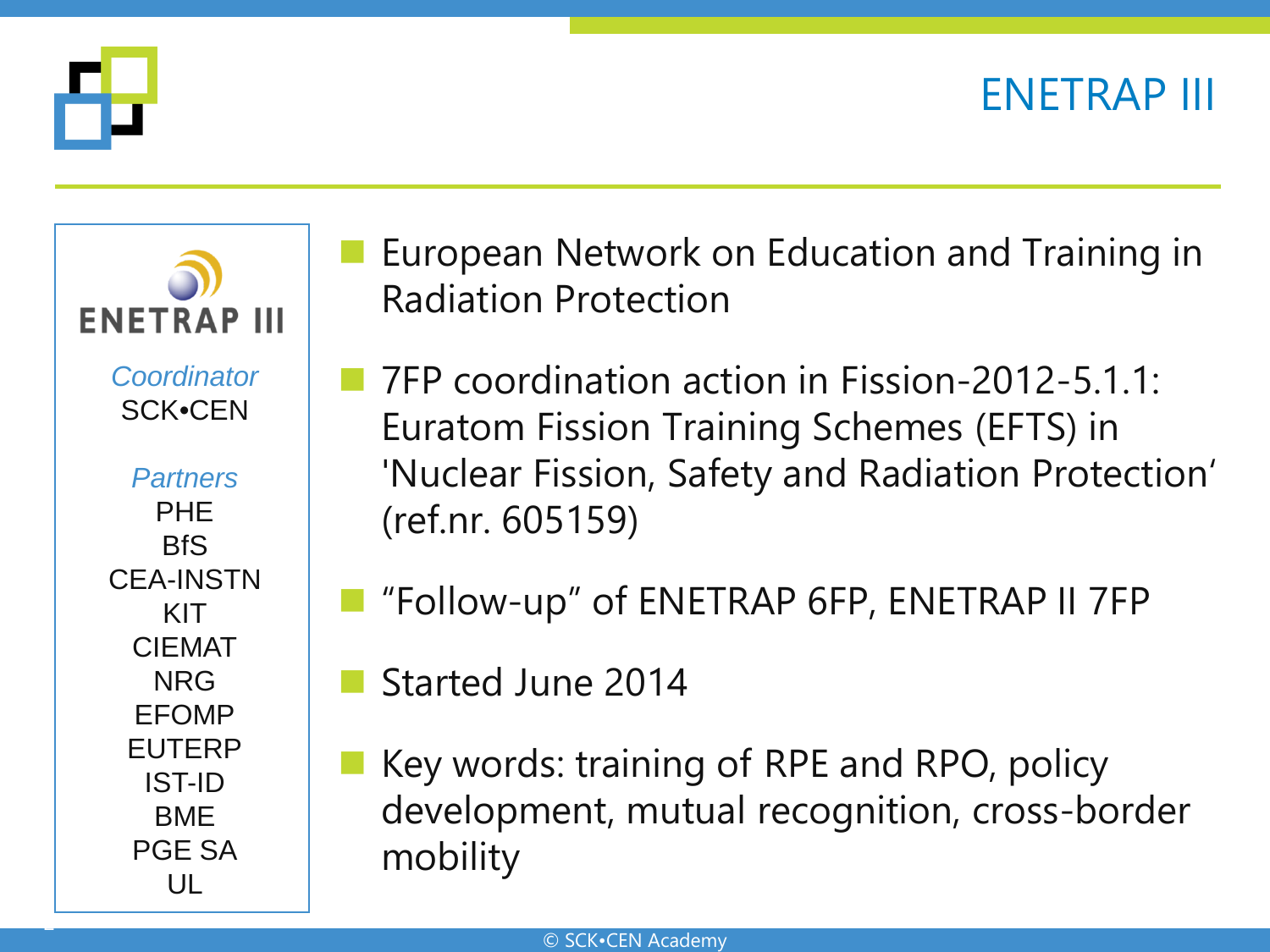# ENETRAP III

**ENETRAP III**

*Coordinator*
SCK•CEN

*Partners*
PHE
BfS
CEA-INSTN
KIT
CIEMAT
NRG
EFOMP
EUTERP
IST-ID
BME
PGE SA
UL

- European Network on Education and Training in Radiation Protection
- 7FP coordination action in Fission-2012-5.1.1: Euratom Fission Training Schemes (EFTS) in 'Nuclear Fission, Safety and Radiation Protection' (ref.nr. 605159)
- "Follow-up" of ENETRAP 6FP, ENETRAP II 7FP
- Started June 2014
- Key words: training of RPE and RPO, policy development, mutual recognition, cross-border mobility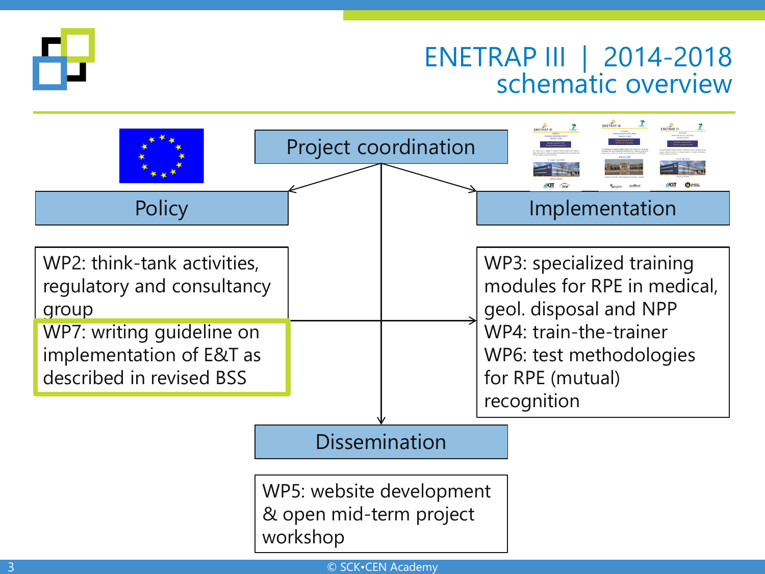# ENETRAP III | 2014-2018 schematic overview

**Project coordination**

**Policy**

WP2: think-tank activities, regulatory and consultancy group

WP7: writing guideline on implementation of E&T as described in revised BSS

**Implementation**

WP3: specialized training modules for RPE in medical, geol. disposal and NPP

WP4: train-the-trainer

WP6: test methodologies for RPE (mutual) recognition

**Dissemination**

WP5: website development & open mid-term project workshop

© SCK•CEN Academy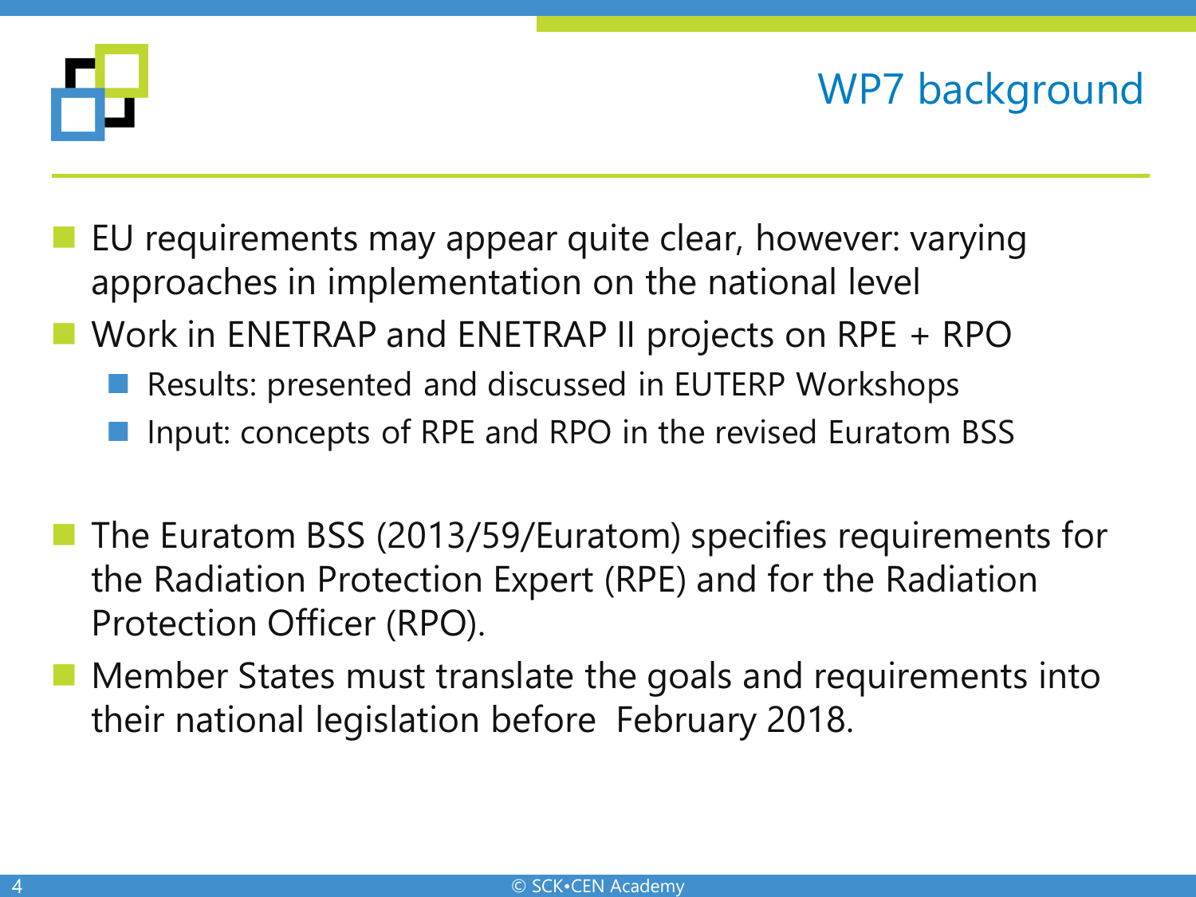# WP7 background

- EU requirements may appear quite clear, however: varying approaches in implementation on the national level
- Work in ENETRAP and ENETRAP II projects on RPE + RPO
  - Results: presented and discussed in EUTERP Workshops
  - Input: concepts of RPE and RPO in the revised Euratom BSS

- The Euratom BSS (2013/59/Euratom) specifies requirements for the Radiation Protection Expert (RPE) and for the Radiation Protection Officer (RPO).
- Member States must translate the goals and requirements into their national legislation before February 2018.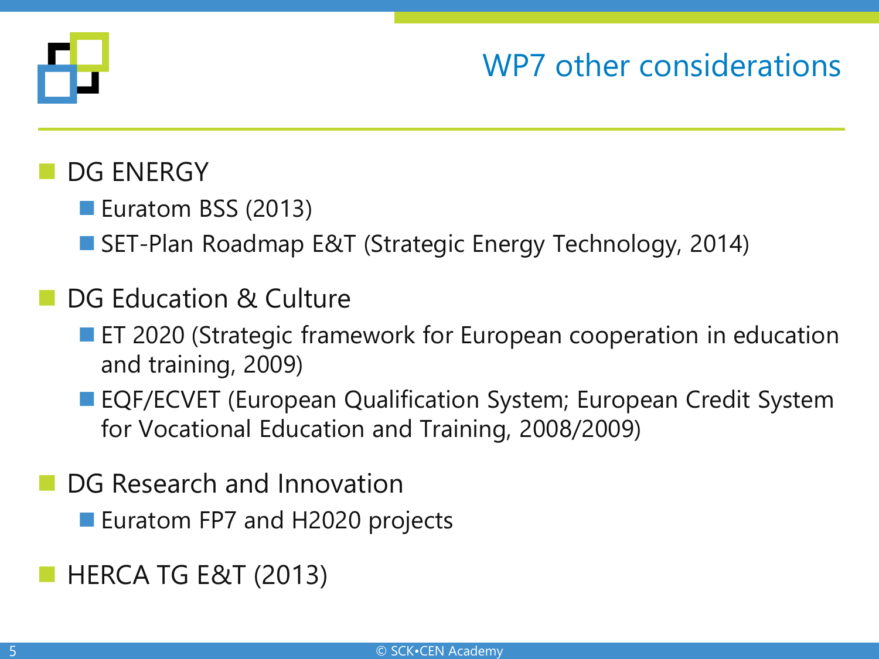# WP7 other considerations

- DG ENERGY
  - Euratom BSS (2013)
  - SET-Plan Roadmap E&T (Strategic Energy Technology, 2014)
- DG Education & Culture
  - ET 2020 (Strategic framework for European cooperation in education and training, 2009)
  - EQF/ECVET (European Qualification System; European Credit System for Vocational Education and Training, 2008/2009)
- DG Research and Innovation
  - Euratom FP7 and H2020 projects
- HERCA TG E&T (2013)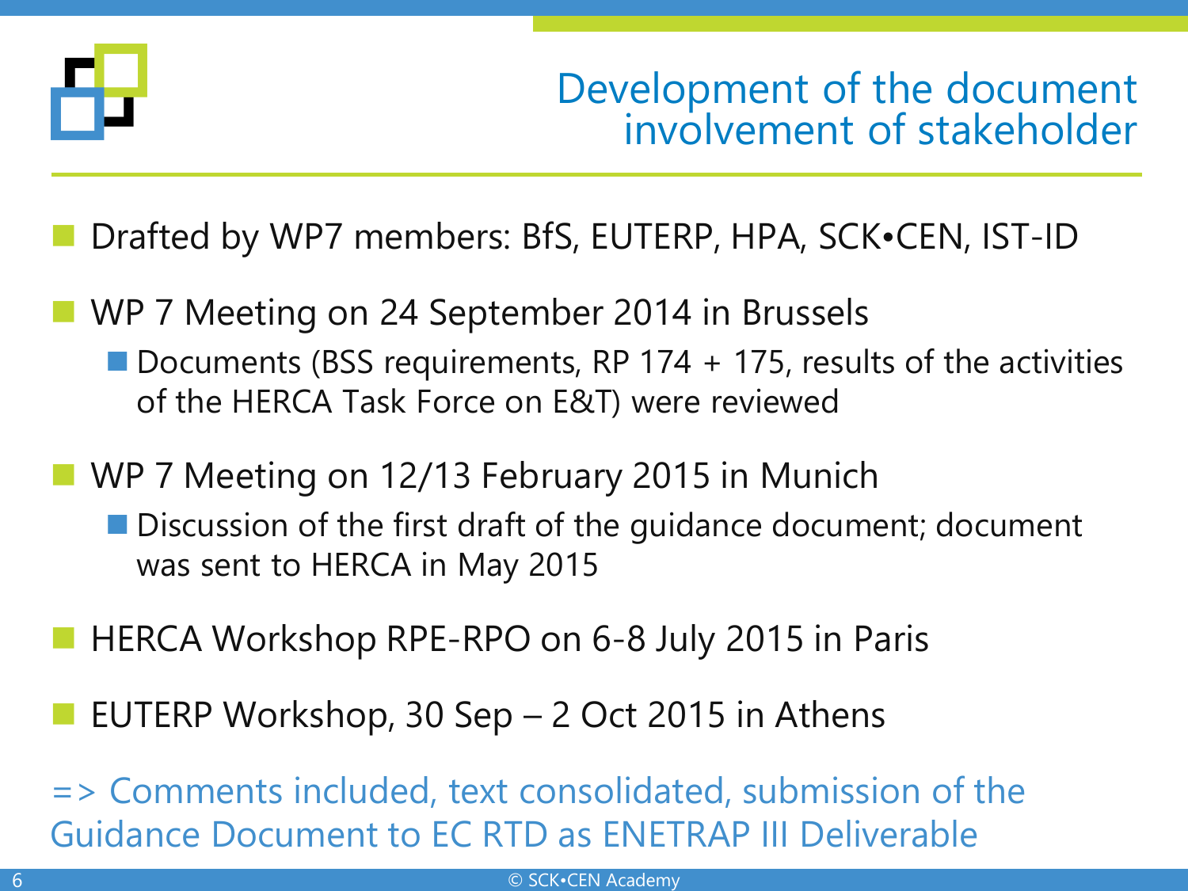# Development of the document involvement of stakeholder

- Drafted by WP7 members: BfS, EUTERP, HPA, SCK•CEN, IST-ID
- WP 7 Meeting on 24 September 2014 in Brussels
  - Documents (BSS requirements, RP 174 + 175, results of the activities of the HERCA Task Force on E&T) were reviewed
- WP 7 Meeting on 12/13 February 2015 in Munich
  - Discussion of the first draft of the guidance document; document was sent to HERCA in May 2015
- HERCA Workshop RPE-RPO on 6-8 July 2015 in Paris
- EUTERP Workshop, 30 Sep – 2 Oct 2015 in Athens

=> Comments included, text consolidated, submission of the Guidance Document to EC RTD as ENETRAP III Deliverable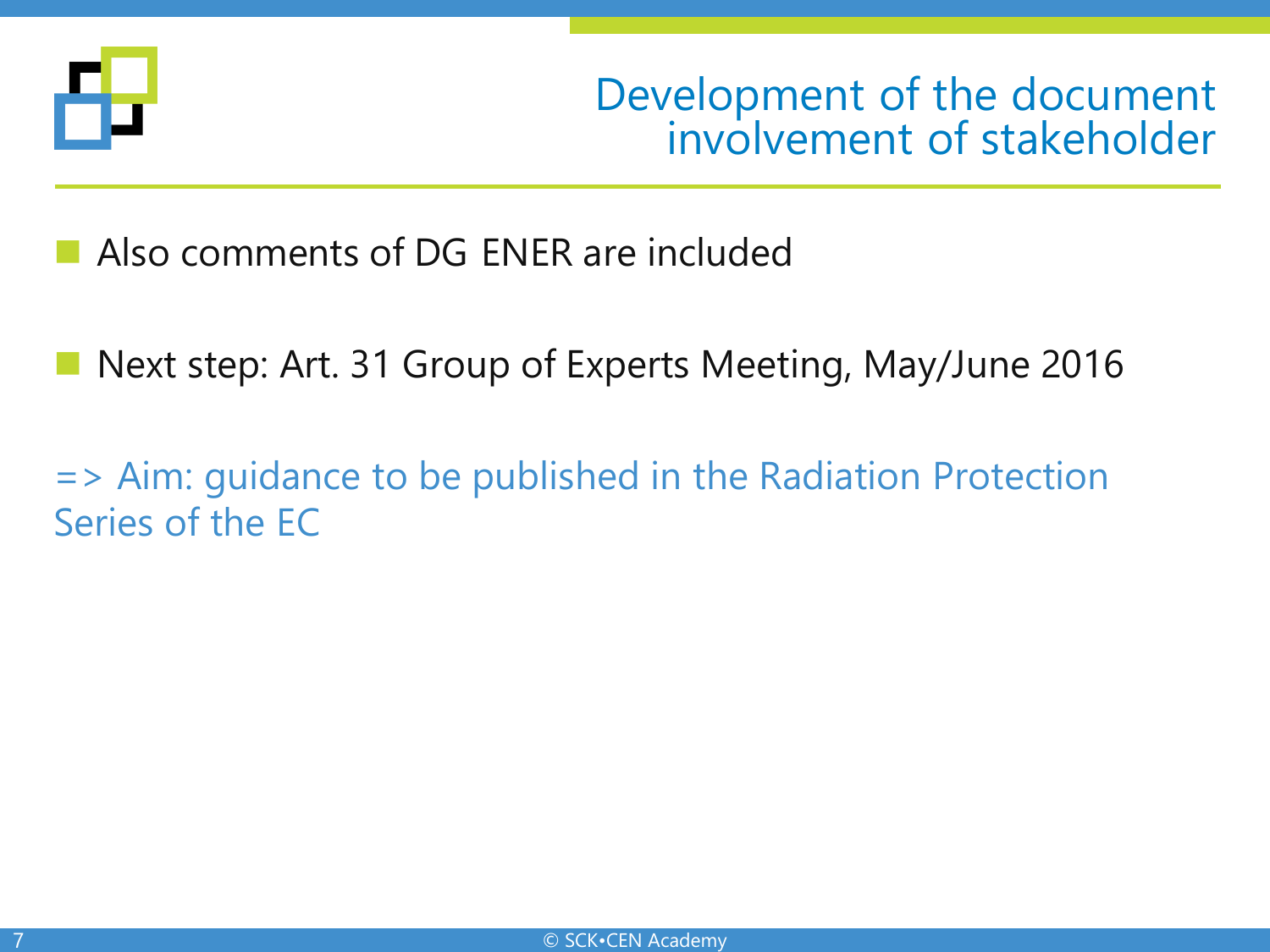# Development of the document involvement of stakeholder

- Also comments of DG ENER are included
- Next step: Art. 31 Group of Experts Meeting, May/June 2016

=> Aim: guidance to be published in the Radiation Protection Series of the EC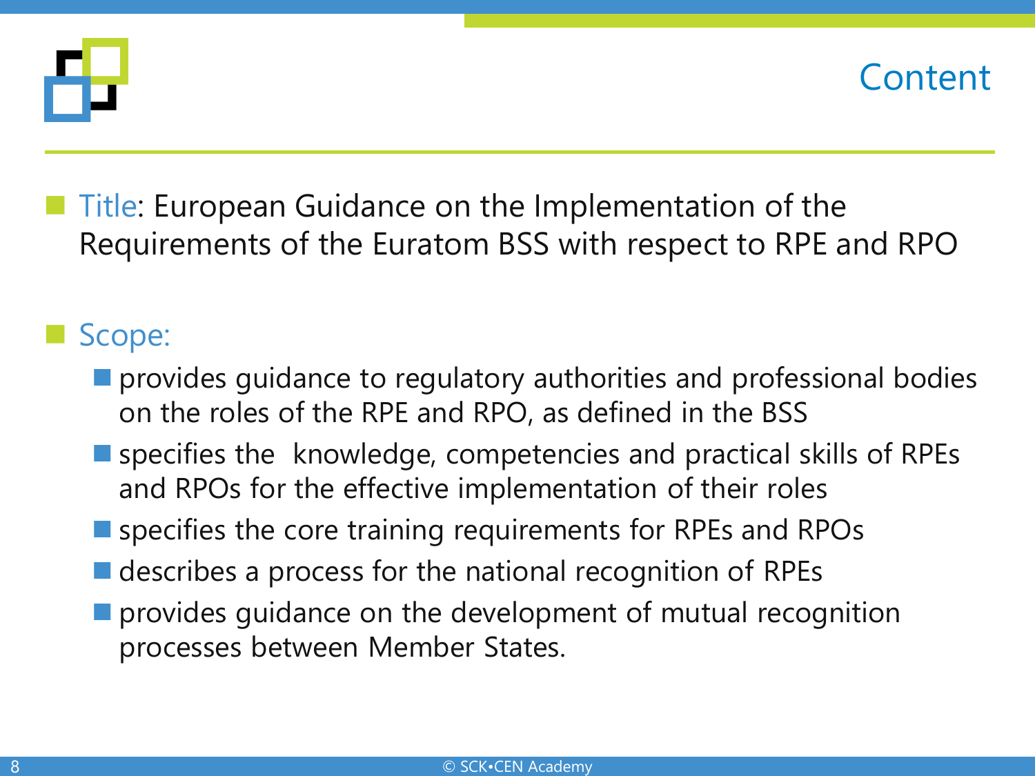# Content

- Title: European Guidance on the Implementation of the Requirements of the Euratom BSS with respect to RPE and RPO

- Scope:
  - provides guidance to regulatory authorities and professional bodies on the roles of the RPE and RPO, as defined in the BSS
  - specifies the knowledge, competencies and practical skills of RPEs and RPOs for the effective implementation of their roles
  - specifies the core training requirements for RPEs and RPOs
  - describes a process for the national recognition of RPEs
  - provides guidance on the development of mutual recognition processes between Member States.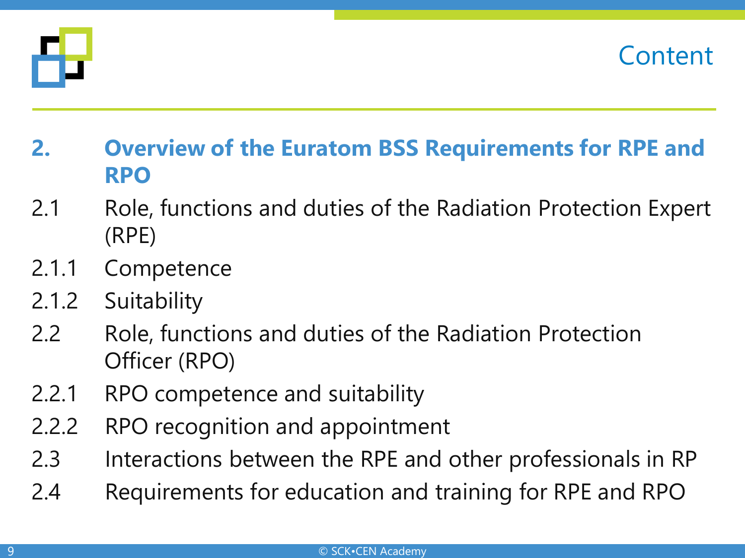# Content

## 2. Overview of the Euratom BSS Requirements for RPE and RPO

- 2.1 Role, functions and duties of the Radiation Protection Expert (RPE)
- 2.1.1 Competence
- 2.1.2 Suitability
- 2.2 Role, functions and duties of the Radiation Protection Officer (RPO)
- 2.2.1 RPO competence and suitability
- 2.2.2 RPO recognition and appointment
- 2.3 Interactions between the RPE and other professionals in RP
- 2.4 Requirements for education and training for RPE and RPO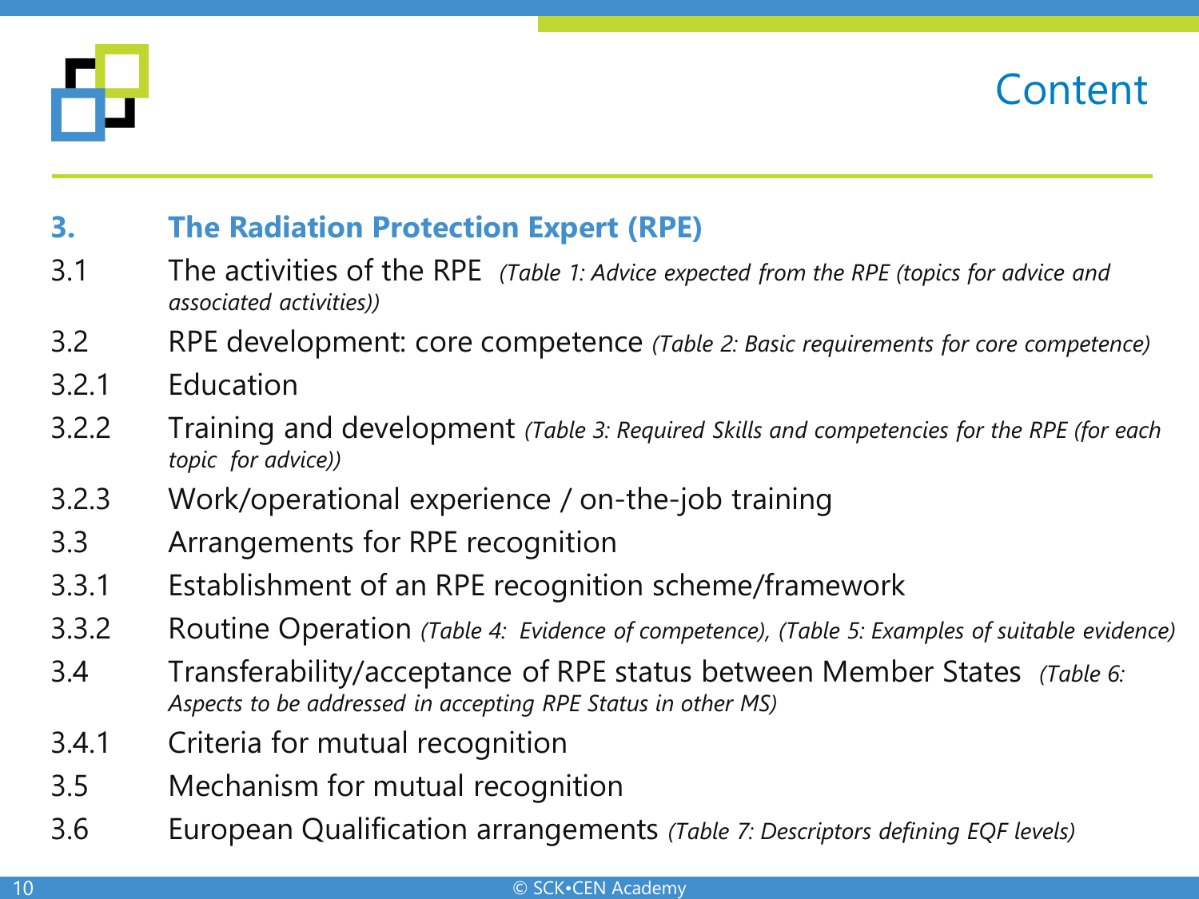# Content

## 3. The Radiation Protection Expert (RPE)

3.1 The activities of the RPE *(Table 1: Advice expected from the RPE (topics for advice and associated activities))*

3.2 RPE development: core competence *(Table 2: Basic requirements for core competence)*

3.2.1 Education

3.2.2 Training and development *(Table 3: Required Skills and competencies for the RPE (for each topic for advice))*

3.2.3 Work/operational experience / on-the-job training

3.3 Arrangements for RPE recognition

3.3.1 Establishment of an RPE recognition scheme/framework

3.3.2 Routine Operation *(Table 4: Evidence of competence), (Table 5: Examples of suitable evidence)*

3.4 Transferability/acceptance of RPE status between Member States *(Table 6: Aspects to be addressed in accepting RPE Status in other MS)*

3.4.1 Criteria for mutual recognition

3.5 Mechanism for mutual recognition

3.6 European Qualification arrangements *(Table 7: Descriptors defining EQF levels)*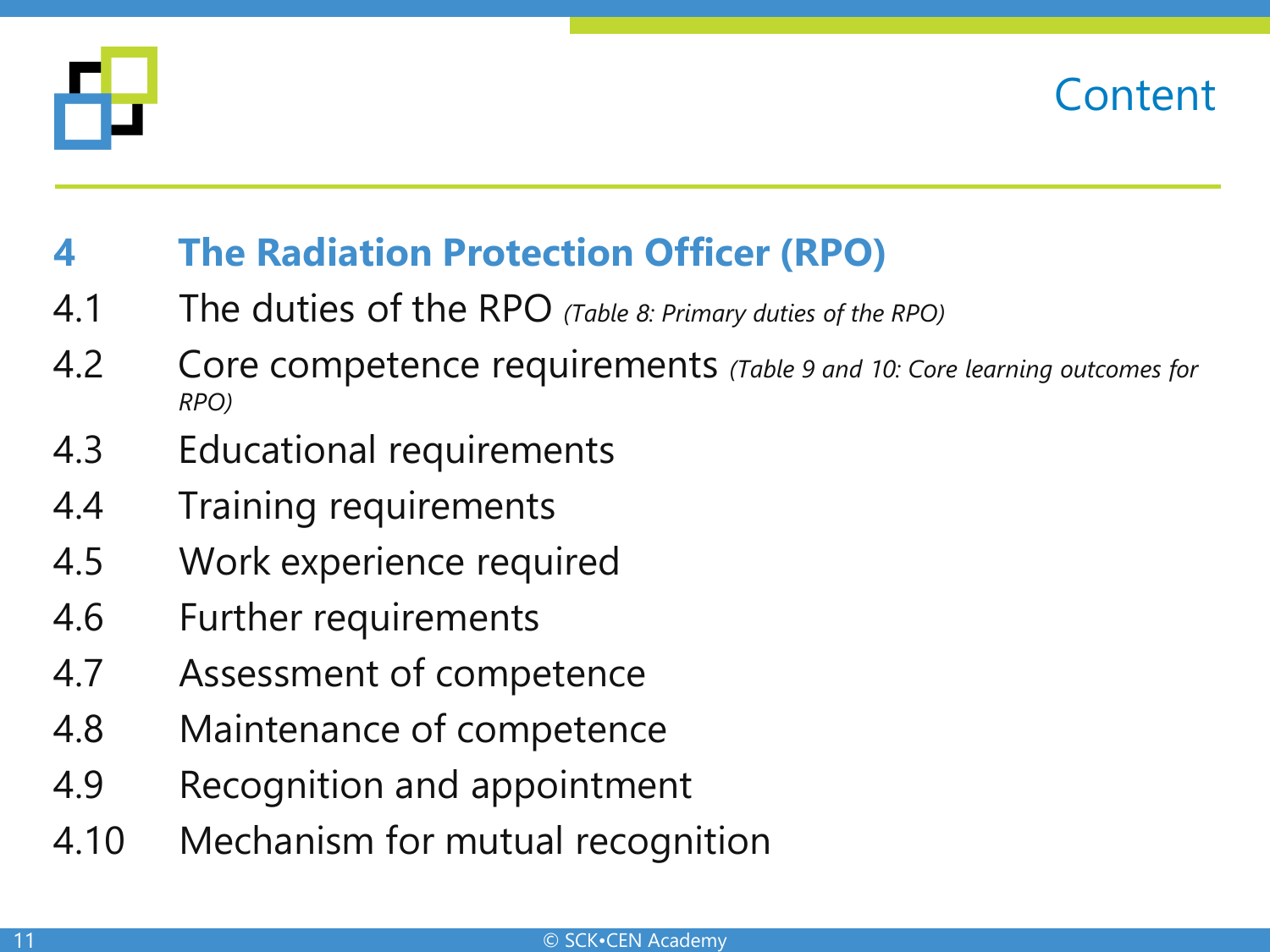# Content

## 4 The Radiation Protection Officer (RPO)

4.1 The duties of the RPO *(Table 8: Primary duties of the RPO)*

4.2 Core competence requirements *(Table 9 and 10: Core learning outcomes for RPO)*

4.3 Educational requirements

4.4 Training requirements

4.5 Work experience required

4.6 Further requirements

4.7 Assessment of competence

4.8 Maintenance of competence

4.9 Recognition and appointment

4.10 Mechanism for mutual recognition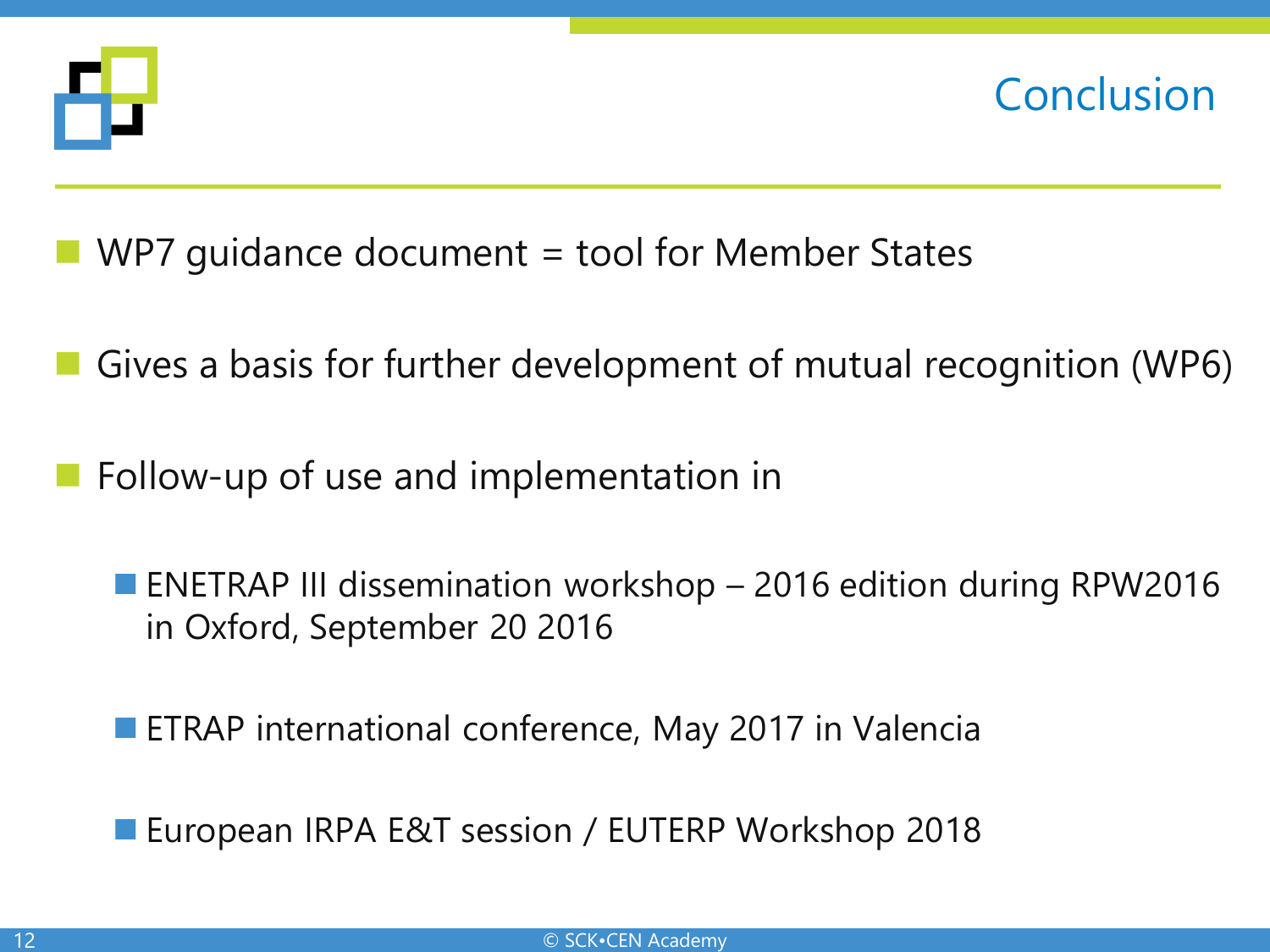# Conclusion

- WP7 guidance document = tool for Member States
- Gives a basis for further development of mutual recognition (WP6)
- Follow-up of use and implementation in
  - ENETRAP III dissemination workshop – 2016 edition during RPW2016 in Oxford, September 20 2016
  - ETRAP international conference, May 2017 in Valencia
  - European IRPA E&T session / EUTERP Workshop 2018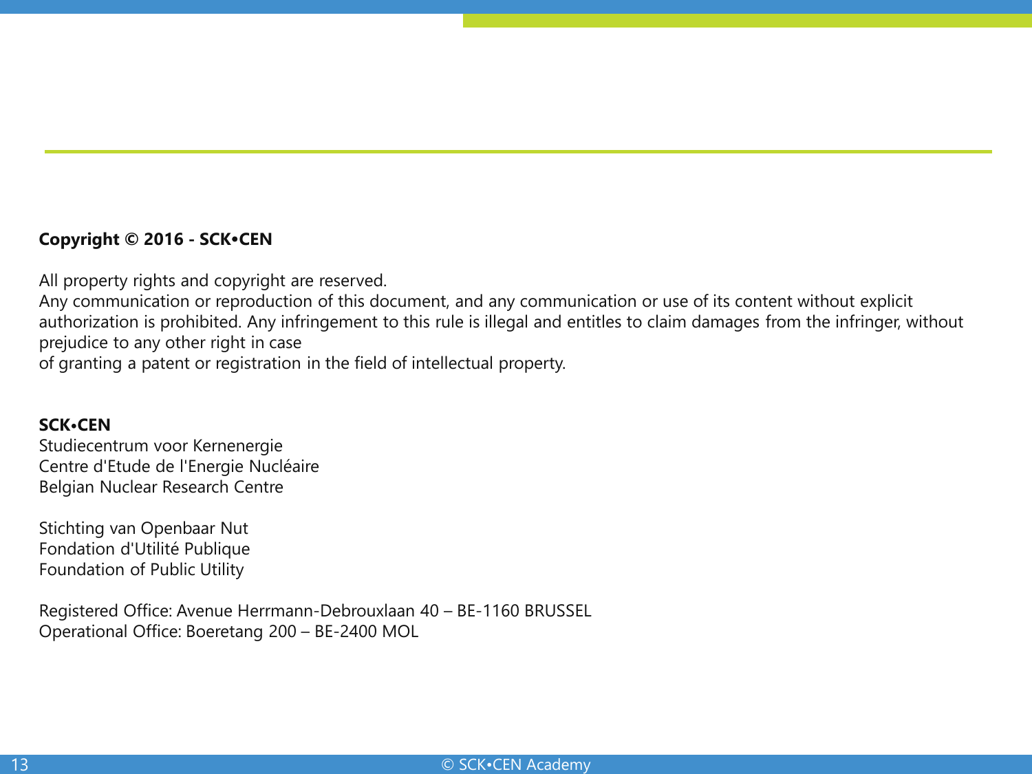**Copyright © 2016 - SCK•CEN**

All property rights and copyright are reserved.
Any communication or reproduction of this document, and any communication or use of its content without explicit authorization is prohibited. Any infringement to this rule is illegal and entitles to claim damages from the infringer, without prejudice to any other right in case
of granting a patent or registration in the field of intellectual property.

**SCK•CEN**
Studiecentrum voor Kernenergie
Centre d'Etude de l'Energie Nucléaire
Belgian Nuclear Research Centre

Stichting van Openbaar Nut
Fondation d'Utilité Publique
Foundation of Public Utility

Registered Office: Avenue Herrmann-Debrouxlaan 40 – BE-1160 BRUSSEL
Operational Office: Boeretang 200 – BE-2400 MOL